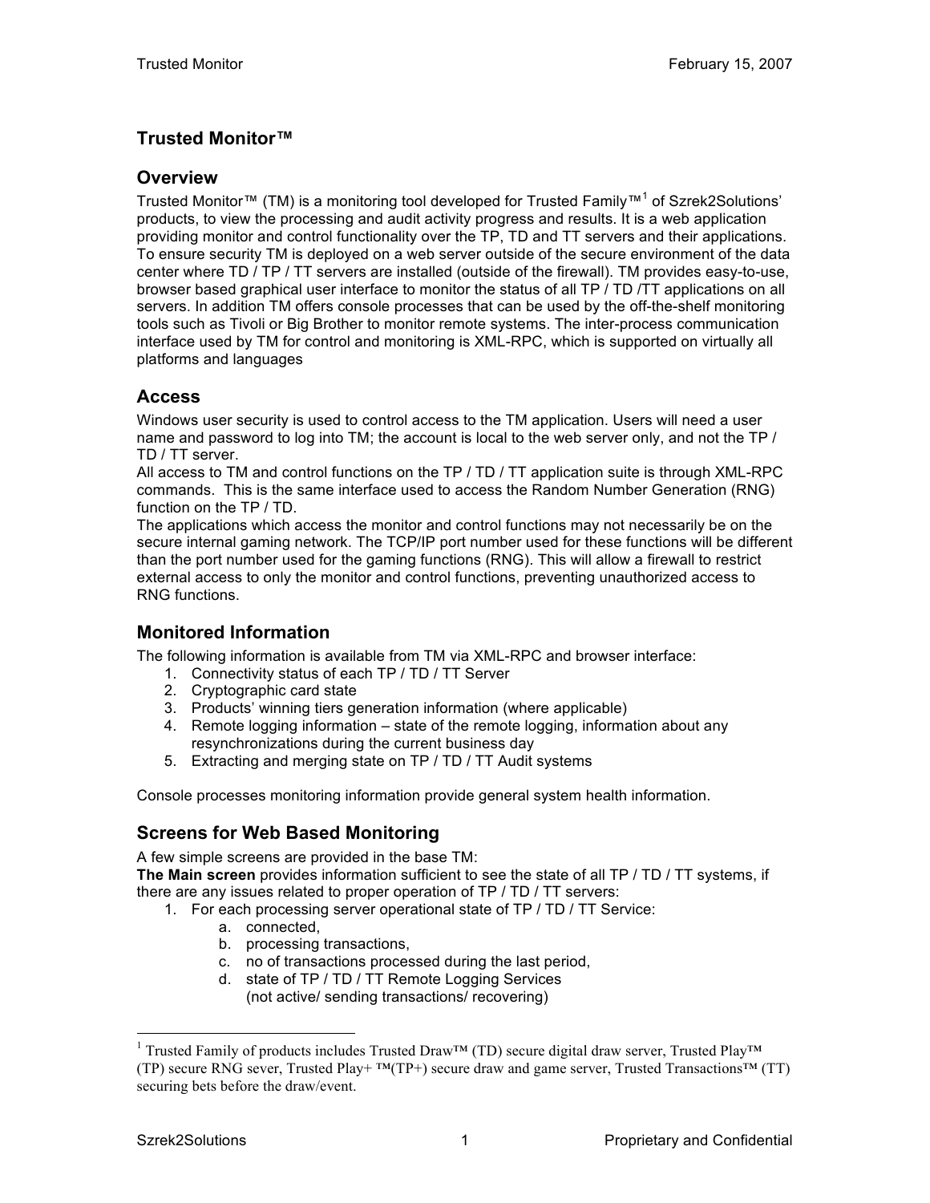# Trusted Monitor™

## Overview

Trusted Monitor™ (TM) is a monitoring tool developed for Trusted Family™[1] of Szrek2Solutions' products, to view the processing and audit activity progress and results. It is a web application providing monitor and control functionality over the TP, TD and TT servers and their applications. To ensure security TM is deployed on a web server outside of the secure environment of the data center where TD / TP / TT servers are installed (outside of the firewall). TM provides easy-to-use, browser based graphical user interface to monitor the status of all TP / TD /TT applications on all servers. In addition TM offers console processes that can be used by the off-the-shelf monitoring tools such as Tivoli or Big Brother to monitor remote systems. The inter-process communication interface used by TM for control and monitoring is XML-RPC, which is supported on virtually all platforms and languages

## Access

Windows user security is used to control access to the TM application. Users will need a user name and password to log into TM; the account is local to the web server only, and not the TP / TD / TT server.

All access to TM and control functions on the TP / TD / TT application suite is through XML-RPC commands. This is the same interface used to access the Random Number Generation (RNG) function on the TP / TD.

The applications which access the monitor and control functions may not necessarily be on the secure internal gaming network. The TCP/IP port number used for these functions will be different than the port number used for the gaming functions (RNG). This will allow a firewall to restrict external access to only the monitor and control functions, preventing unauthorized access to RNG functions.

## Monitored Information

The following information is available from TM via XML-RPC and browser interface:

1. Connectivity status of each TP / TD / TT Server
2. Cryptographic card state
3. Products' winning tiers generation information (where applicable)
4. Remote logging information – state of the remote logging, information about any resynchronizations during the current business day
5. Extracting and merging state on TP / TD / TT Audit systems

Console processes monitoring information provide general system health information.

## Screens for Web Based Monitoring

A few simple screens are provided in the base TM:

**The Main screen** provides information sufficient to see the state of all TP / TD / TT systems, if there are any issues related to proper operation of TP / TD / TT servers:

1. For each processing server operational state of TP / TD / TT Service:
   a. connected,
   b. processing transactions,
   c. no of transactions processed during the last period,
   d. state of TP / TD / TT Remote Logging Services (not active/ sending transactions/ recovering)

[1] Trusted Family of products includes Trusted Draw™ (TD) secure digital draw server, Trusted Play™ (TP) secure RNG sever, Trusted Play+ ™(TP+) secure draw and game server, Trusted Transactions™ (TT) securing bets before the draw/event.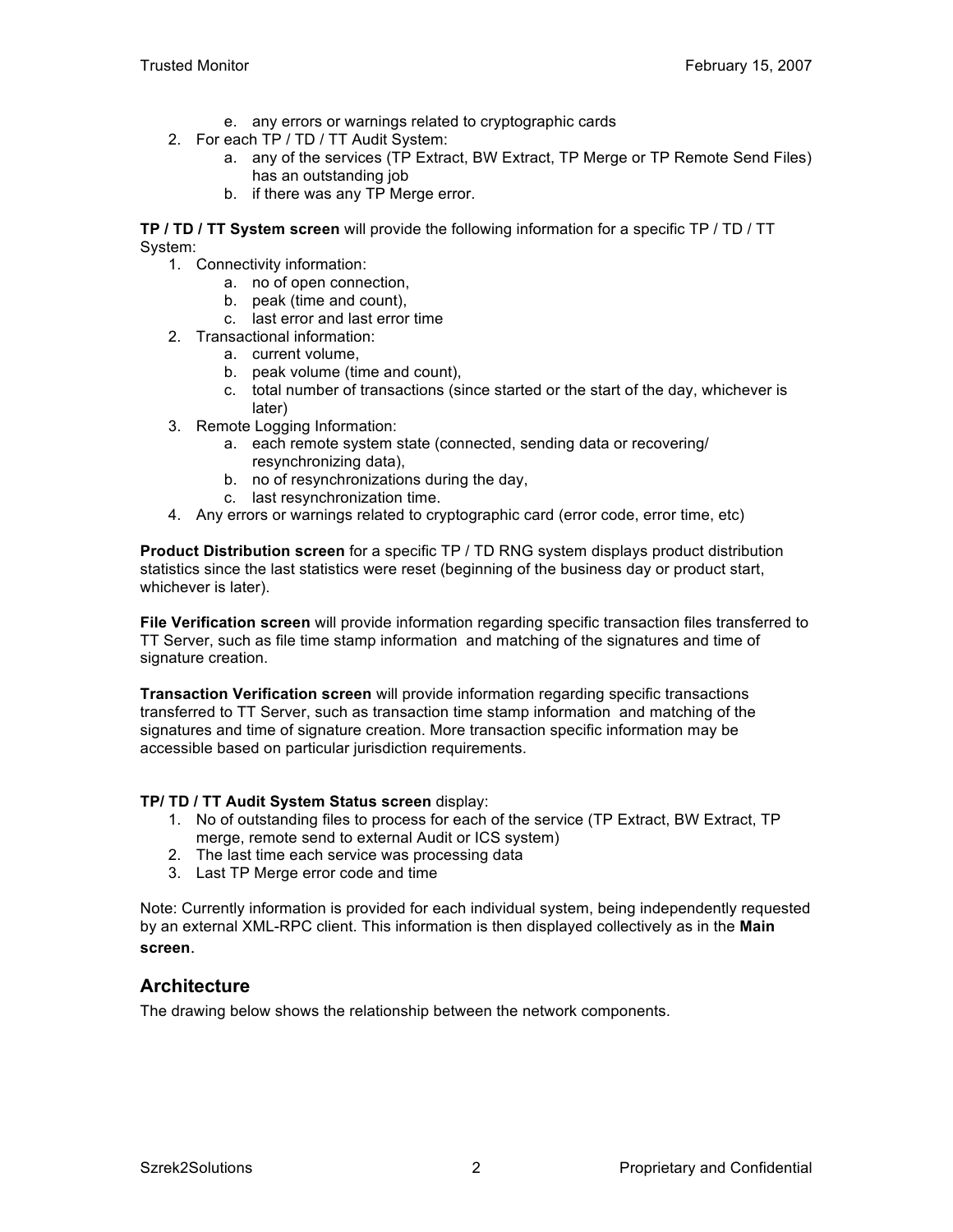e. any errors or warnings related to cryptographic cards
2. For each TP / TD / TT Audit System:
   a. any of the services (TP Extract, BW Extract, TP Merge or TP Remote Send Files) has an outstanding job
   b. if there was any TP Merge error.

**TP / TD / TT System screen** will provide the following information for a specific TP / TD / TT System:

1. Connectivity information:
   a. no of open connection,
   b. peak (time and count),
   c. last error and last error time
2. Transactional information:
   a. current volume,
   b. peak volume (time and count),
   c. total number of transactions (since started or the start of the day, whichever is later)
3. Remote Logging Information:
   a. each remote system state (connected, sending data or recovering/ resynchronizing data),
   b. no of resynchronizations during the day,
   c. last resynchronization time.
4. Any errors or warnings related to cryptographic card (error code, error time, etc)

**Product Distribution screen** for a specific TP / TD RNG system displays product distribution statistics since the last statistics were reset (beginning of the business day or product start, whichever is later).

**File Verification screen** will provide information regarding specific transaction files transferred to TT Server, such as file time stamp information and matching of the signatures and time of signature creation.

**Transaction Verification screen** will provide information regarding specific transactions transferred to TT Server, such as transaction time stamp information and matching of the signatures and time of signature creation. More transaction specific information may be accessible based on particular jurisdiction requirements.

**TP/ TD / TT Audit System Status screen** display:

1. No of outstanding files to process for each of the service (TP Extract, BW Extract, TP merge, remote send to external Audit or ICS system)
2. The last time each service was processing data
3. Last TP Merge error code and time

Note: Currently information is provided for each individual system, being independently requested by an external XML-RPC client. This information is then displayed collectively as in the **Main screen**.

## Architecture

The drawing below shows the relationship between the network components.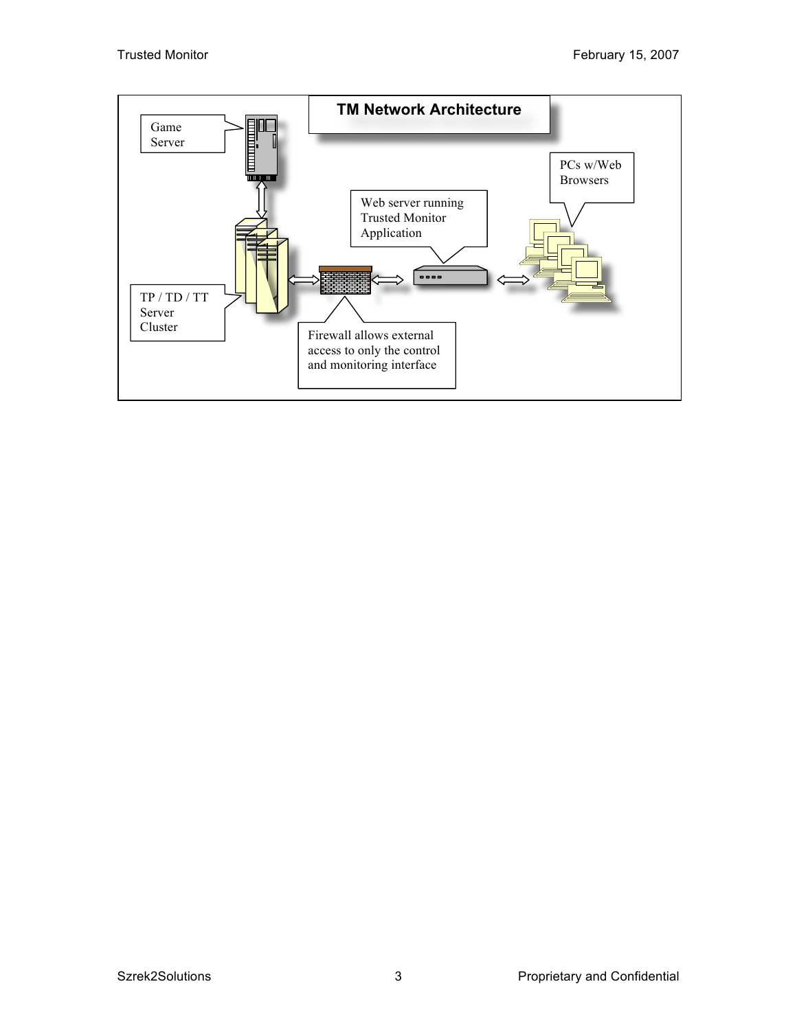TM Network Architecture

Game Server

PCs w/Web Browsers

Web server running Trusted Monitor Application

TP / TD / TT Server Cluster

Firewall allows external access to only the control and monitoring interface